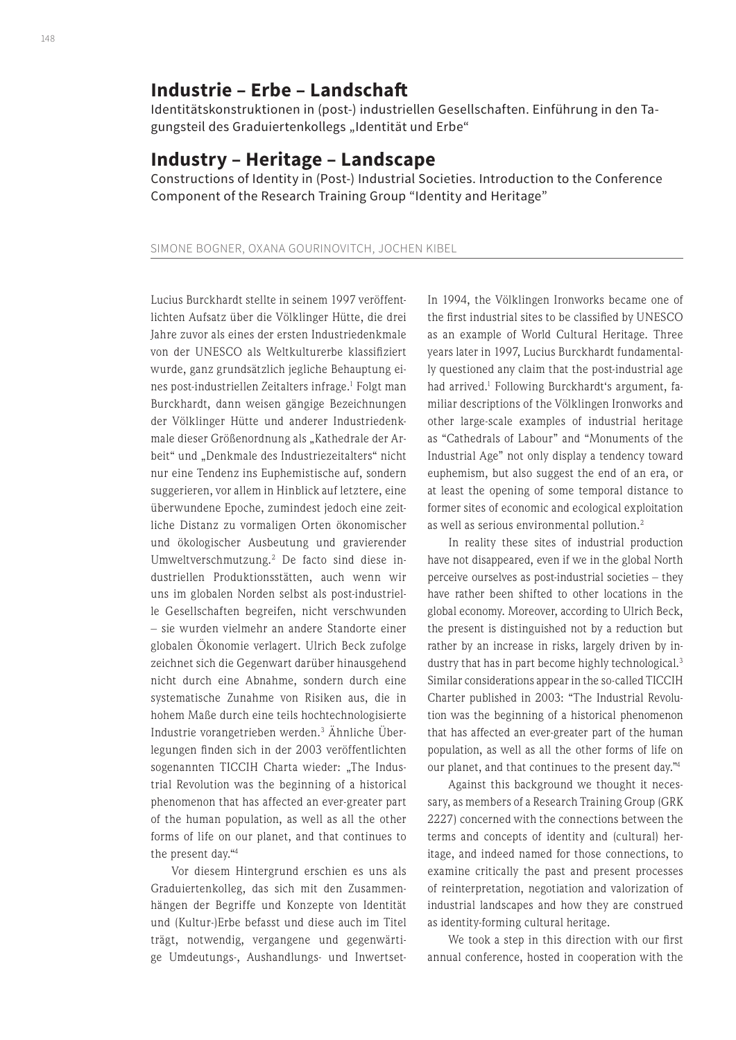# Industrie – Erbe – Landschaft

Identitätskonstruktionen in (post-) industriellen Gesellschaften. Einführung in den Tagungsteil des Graduiertenkollegs „Identität und Erbe"

# Industry – Heritage – Landscape

Constructions of Identity in (Post-) Industrial Societies. Introduction to the Conference Component of the Research Training Group "Identity and Heritage"

SIMONE BOGNER, OXANA GOURINOVITCH, JOCHEN KIBEL

Lucius Burckhardt stellte in seinem 1997 veröffentlichten Aufsatz über die Völklinger Hütte, die drei Jahre zuvor als eines der ersten Industriedenkmale von der UNESCO als Weltkulturerbe klassifiziert wurde, ganz grundsätzlich jegliche Behauptung eines post-industriellen Zeitalters infrage.[1] Folgt man Burckhardt, dann weisen gängige Bezeichnungen der Völklinger Hütte und anderer Industriedenkmale dieser Größenordnung als „Kathedrale der Arbeit" und „Denkmale des Industriezeitalters" nicht nur eine Tendenz ins Euphemistische auf, sondern suggerieren, vor allem in Hinblick auf letztere, eine überwundene Epoche, zumindest jedoch eine zeitliche Distanz zu vormaligen Orten ökonomischer und ökologischer Ausbeutung und gravierender Umweltverschmutzung.[2] De facto sind diese industriellen Produktionsstätten, auch wenn wir uns im globalen Norden selbst als post-industrielle Gesellschaften begreifen, nicht verschwunden – sie wurden vielmehr an andere Standorte einer globalen Ökonomie verlagert. Ulrich Beck zufolge zeichnet sich die Gegenwart darüber hinausgehend nicht durch eine Abnahme, sondern durch eine systematische Zunahme von Risiken aus, die in hohem Maße durch eine teils hochtechnologisierte Industrie vorangetrieben werden.[3] Ähnliche Überlegungen finden sich in der 2003 veröffentlichten sogenannten TICCIH Charta wieder: „The Industrial Revolution was the beginning of a historical phenomenon that has affected an ever-greater part of the human population, as well as all the other forms of life on our planet, and that continues to the present day."[4]

Vor diesem Hintergrund erschien es uns als Graduiertenkolleg, das sich mit den Zusammenhängen der Begriffe und Konzepte von Identität und (Kultur-)Erbe befasst und diese auch im Titel trägt, notwendig, vergangene und gegenwärtige Umdeutungs-, Aushandlungs- und Inwertset-

In 1994, the Völklingen Ironworks became one of the first industrial sites to be classified by UNESCO as an example of World Cultural Heritage. Three years later in 1997, Lucius Burckhardt fundamentally questioned any claim that the post-industrial age had arrived.[1] Following Burckhardt's argument, familiar descriptions of the Völklingen Ironworks and other large-scale examples of industrial heritage as "Cathedrals of Labour" and "Monuments of the Industrial Age" not only display a tendency toward euphemism, but also suggest the end of an era, or at least the opening of some temporal distance to former sites of economic and ecological exploitation as well as serious environmental pollution.[2]

In reality these sites of industrial production have not disappeared, even if we in the global North perceive ourselves as post-industrial societies – they have rather been shifted to other locations in the global economy. Moreover, according to Ulrich Beck, the present is distinguished not by a reduction but rather by an increase in risks, largely driven by industry that has in part become highly technological.[3] Similar considerations appear in the so-called TICCIH Charter published in 2003: "The Industrial Revolution was the beginning of a historical phenomenon that has affected an ever-greater part of the human population, as well as all the other forms of life on our planet, and that continues to the present day."[4]

Against this background we thought it necessary, as members of a Research Training Group (GRK 2227) concerned with the connections between the terms and concepts of identity and (cultural) heritage, and indeed named for those connections, to examine critically the past and present processes of reinterpretation, negotiation and valorization of industrial landscapes and how they are construed as identity-forming cultural heritage.

We took a step in this direction with our first annual conference, hosted in cooperation with the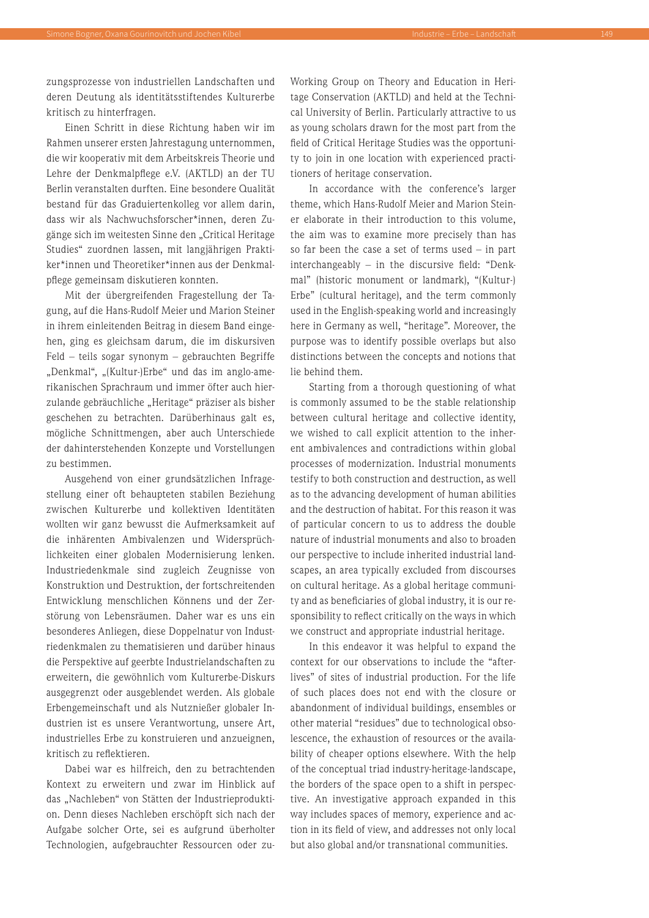zungsprozesse von industriellen Landschaften und deren Deutung als identitätsstiftendes Kulturerbe kritisch zu hinterfragen.

Einen Schritt in diese Richtung haben wir im Rahmen unserer ersten Jahrestagung unternommen, die wir kooperativ mit dem Arbeitskreis Theorie und Lehre der Denkmalpflege e.V. (AKTLD) an der TU Berlin veranstalten durften. Eine besondere Qualität bestand für das Graduiertenkolleg vor allem darin, dass wir als Nachwuchsforscher*innen, deren Zugänge sich im weitesten Sinne den „Critical Heritage Studies" zuordnen lassen, mit langjährigen Praktiker*innen und Theoretiker*innen aus der Denkmalpflege gemeinsam diskutieren konnten.

Mit der übergreifenden Fragestellung der Tagung, auf die Hans-Rudolf Meier und Marion Steiner in ihrem einleitenden Beitrag in diesem Band eingehen, ging es gleichsam darum, die im diskursiven Feld – teils sogar synonym – gebrauchten Begriffe „Denkmal", „(Kultur-)Erbe" und das im anglo-amerikanischen Sprachraum und immer öfter auch hierzulande gebräuchliche „Heritage" präziser als bisher geschehen zu betrachten. Darüberhinaus galt es, mögliche Schnittmengen, aber auch Unterschiede der dahinterstehenden Konzepte und Vorstellungen zu bestimmen.

Ausgehend von einer grundsätzlichen Infragestellung einer oft behaupteten stabilen Beziehung zwischen Kulturerbe und kollektiven Identitäten wollten wir ganz bewusst die Aufmerksamkeit auf die inhärenten Ambivalenzen und Widersprüchlichkeiten einer globalen Modernisierung lenken. Industriedenkmale sind zugleich Zeugnisse von Konstruktion und Destruktion, der fortschreitenden Entwicklung menschlichen Könnens und der Zerstörung von Lebensräumen. Daher war es uns ein besonderes Anliegen, diese Doppelnatur von Industriedenkmalen zu thematisieren und darüber hinaus die Perspektive auf geerbte Industrielandschaften zu erweitern, die gewöhnlich vom Kulturerbe-Diskurs ausgegrenzt oder ausgeblendet werden. Als globale Erbengemeinschaft und als Nutznießer globaler Industrien ist es unsere Verantwortung, unsere Art, industrielles Erbe zu konstruieren und anzueignen, kritisch zu reflektieren.

Dabei war es hilfreich, den zu betrachtenden Kontext zu erweitern und zwar im Hinblick auf das „Nachleben" von Stätten der Industrieproduktion. Denn dieses Nachleben erschöpft sich nach der Aufgabe solcher Orte, sei es aufgrund überholter Technologien, aufgebrauchter Ressourcen oder zu-

Working Group on Theory and Education in Heritage Conservation (AKTLD) and held at the Technical University of Berlin. Particularly attractive to us as young scholars drawn for the most part from the field of Critical Heritage Studies was the opportunity to join in one location with experienced practitioners of heritage conservation.

In accordance with the conference's larger theme, which Hans-Rudolf Meier and Marion Steiner elaborate in their introduction to this volume, the aim was to examine more precisely than has so far been the case a set of terms used – in part interchangeably – in the discursive field: "Denkmal" (historic monument or landmark), "(Kultur-) Erbe" (cultural heritage), and the term commonly used in the English-speaking world and increasingly here in Germany as well, "heritage". Moreover, the purpose was to identify possible overlaps but also distinctions between the concepts and notions that lie behind them.

Starting from a thorough questioning of what is commonly assumed to be the stable relationship between cultural heritage and collective identity, we wished to call explicit attention to the inherent ambivalences and contradictions within global processes of modernization. Industrial monuments testify to both construction and destruction, as well as to the advancing development of human abilities and the destruction of habitat. For this reason it was of particular concern to us to address the double nature of industrial monuments and also to broaden our perspective to include inherited industrial landscapes, an area typically excluded from discourses on cultural heritage. As a global heritage community and as beneficiaries of global industry, it is our responsibility to reflect critically on the ways in which we construct and appropriate industrial heritage.

In this endeavor it was helpful to expand the context for our observations to include the "afterlives" of sites of industrial production. For the life of such places does not end with the closure or abandonment of individual buildings, ensembles or other material "residues" due to technological obsolescence, the exhaustion of resources or the availability of cheaper options elsewhere. With the help of the conceptual triad industry-heritage-landscape, the borders of the space open to a shift in perspective. An investigative approach expanded in this way includes spaces of memory, experience and action in its field of view, and addresses not only local but also global and/or transnational communities.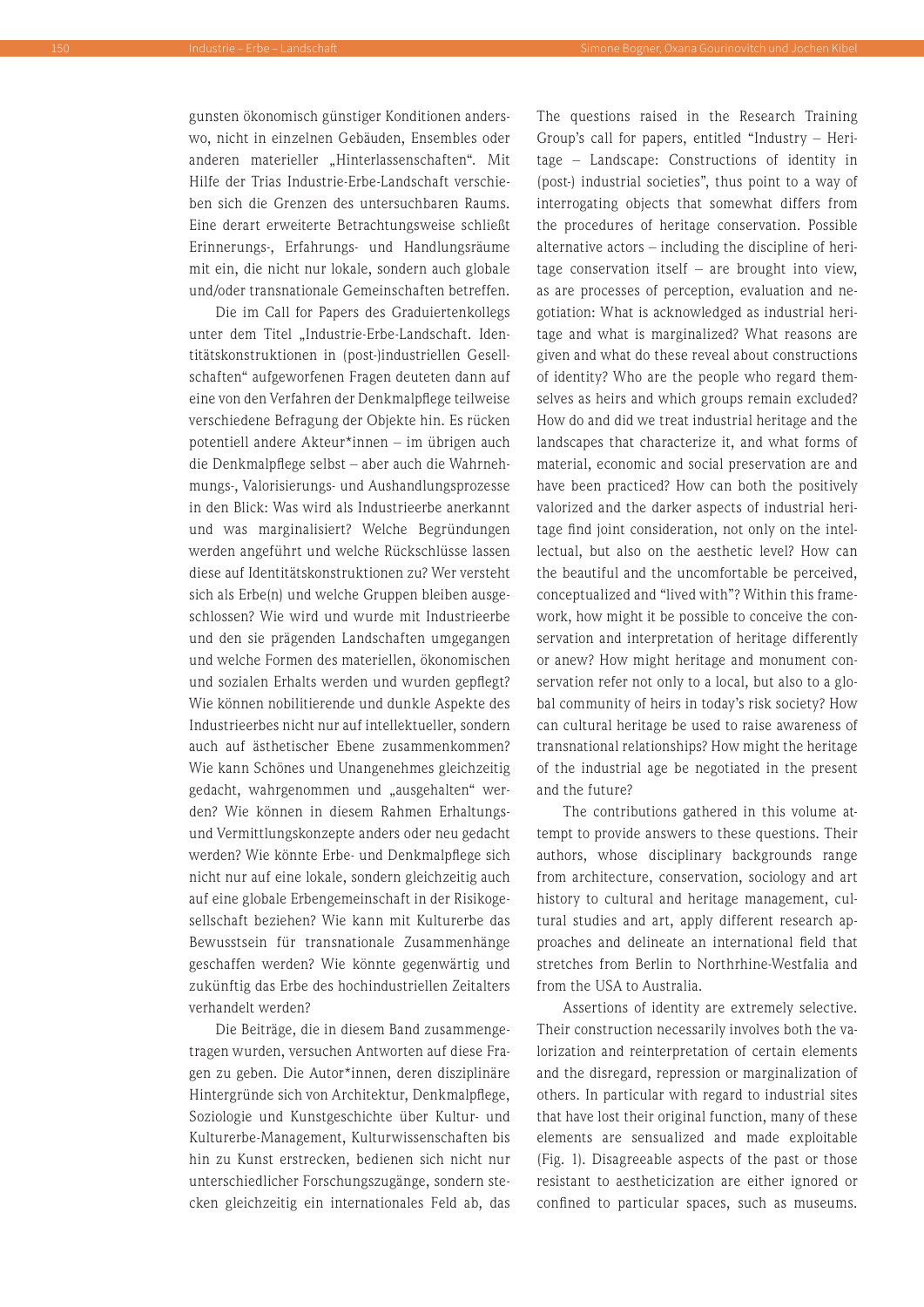gunsten ökonomisch günstiger Konditionen anderswo, nicht in einzelnen Gebäuden, Ensembles oder anderen materieller „Hinterlassenschaften". Mit Hilfe der Trias Industrie-Erbe-Landschaft verschieben sich die Grenzen des untersuchbaren Raums. Eine derart erweiterte Betrachtungsweise schließt Erinnerungs-, Erfahrungs- und Handlungsräume mit ein, die nicht nur lokale, sondern auch globale und/oder transnationale Gemeinschaften betreffen.

Die im Call for Papers des Graduiertenkollegs unter dem Titel „Industrie-Erbe-Landschaft. Identitätskonstruktionen in (post-)industriellen Gesellschaften" aufgeworfenen Fragen deuteten dann auf eine von den Verfahren der Denkmalpflege teilweise verschiedene Befragung der Objekte hin. Es rücken potentiell andere Akteur*innen – im übrigen auch die Denkmalpflege selbst – aber auch die Wahrnehmungs-, Valorisierungs- und Aushandlungsprozesse in den Blick: Was wird als Industrieerbe anerkannt und was marginalisiert? Welche Begründungen werden angeführt und welche Rückschlüsse lassen diese auf Identitätskonstruktionen zu? Wer versteht sich als Erbe(n) und welche Gruppen bleiben ausgeschlossen? Wie wird und wurde mit Industrieerbe und den sie prägenden Landschaften umgegangen und welche Formen des materiellen, ökonomischen und sozialen Erhalts werden und wurden gepflegt? Wie können nobilitierende und dunkle Aspekte des Industrieerbes nicht nur auf intellektueller, sondern auch auf ästhetischer Ebene zusammenkommen? Wie kann Schönes und Unangenehmes gleichzeitig gedacht, wahrgenommen und „ausgehalten" werden? Wie können in diesem Rahmen Erhaltungs- und Vermittlungskonzepte anders oder neu gedacht werden? Wie könnte Erbe- und Denkmalpflege sich nicht nur auf eine lokale, sondern gleichzeitig auch auf eine globale Erbengemeinschaft in der Risikogesellschaft beziehen? Wie kann mit Kulturerbe das Bewusstsein für transnationale Zusammenhänge geschaffen werden? Wie könnte gegenwärtig und zukünftig das Erbe des hochindustriellen Zeitalters verhandelt werden?

Die Beiträge, die in diesem Band zusammengetragen wurden, versuchen Antworten auf diese Fragen zu geben. Die Autor*innen, deren disziplinäre Hintergründe sich von Architektur, Denkmalpflege, Soziologie und Kunstgeschichte über Kultur- und Kulturerbe-Management, Kulturwissenschaften bis hin zu Kunst erstrecken, bedienen sich nicht nur unterschiedlicher Forschungszugänge, sondern stecken gleichzeitig ein internationales Feld ab, das

The questions raised in the Research Training Group's call for papers, entitled "Industry – Heritage – Landscape: Constructions of identity in (post-) industrial societies", thus point to a way of interrogating objects that somewhat differs from the procedures of heritage conservation. Possible alternative actors – including the discipline of heritage conservation itself – are brought into view, as are processes of perception, evaluation and negotiation: What is acknowledged as industrial heritage and what is marginalized? What reasons are given and what do these reveal about constructions of identity? Who are the people who regard themselves as heirs and which groups remain excluded? How do and did we treat industrial heritage and the landscapes that characterize it, and what forms of material, economic and social preservation are and have been practiced? How can both the positively valorized and the darker aspects of industrial heritage find joint consideration, not only on the intellectual, but also on the aesthetic level? How can the beautiful and the uncomfortable be perceived, conceptualized and "lived with"? Within this framework, how might it be possible to conceive the conservation and interpretation of heritage differently or anew? How might heritage and monument conservation refer not only to a local, but also to a global community of heirs in today's risk society? How can cultural heritage be used to raise awareness of transnational relationships? How might the heritage of the industrial age be negotiated in the present and the future?

The contributions gathered in this volume attempt to provide answers to these questions. Their authors, whose disciplinary backgrounds range from architecture, conservation, sociology and art history to cultural and heritage management, cultural studies and art, apply different research approaches and delineate an international field that stretches from Berlin to Northrhine-Westfalia and from the USA to Australia.

Assertions of identity are extremely selective. Their construction necessarily involves both the valorization and reinterpretation of certain elements and the disregard, repression or marginalization of others. In particular with regard to industrial sites that have lost their original function, many of these elements are sensualized and made exploitable (Fig. 1). Disagreeable aspects of the past or those resistant to aestheticization are either ignored or confined to particular spaces, such as museums.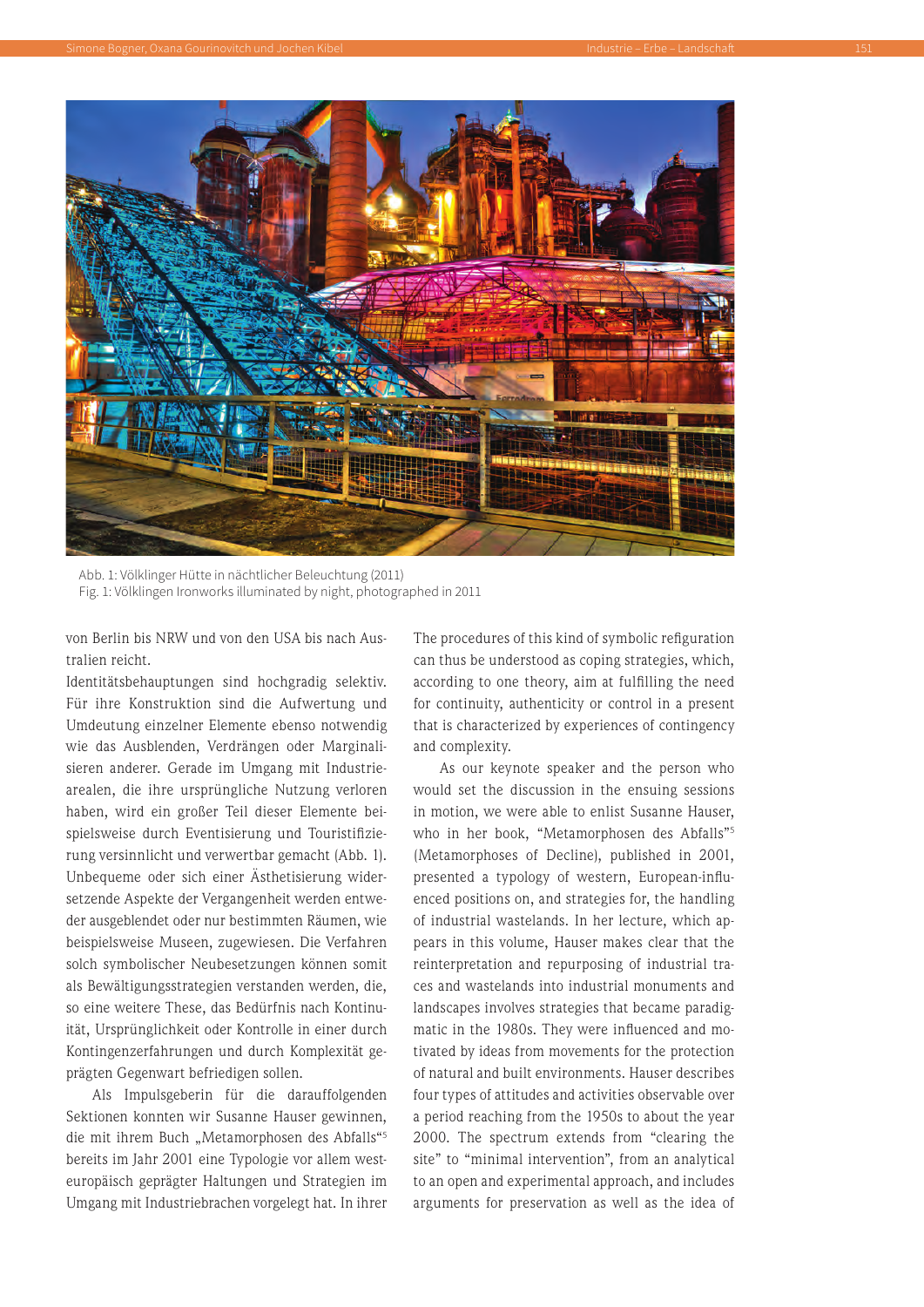Abb. 1: Völklinger Hütte in nächtlicher Beleuchtung (2011)
Fig. 1: Völklingen Ironworks illuminated by night, photographed in 2011

von Berlin bis NRW und von den USA bis nach Australien reicht.
Identitätsbehauptungen sind hochgradig selektiv. Für ihre Konstruktion sind die Aufwertung und Umdeutung einzelner Elemente ebenso notwendig wie das Ausblenden, Verdrängen oder Marginalisieren anderer. Gerade im Umgang mit Industriearealen, die ihre ursprüngliche Nutzung verloren haben, wird ein großer Teil dieser Elemente beispielsweise durch Eventisierung und Touristifizierung versinnlicht und verwertbar gemacht (Abb. 1). Unbequeme oder sich einer Ästhetisierung widersetzende Aspekte der Vergangenheit werden entweder ausgeblendet oder nur bestimmten Räumen, wie beispielsweise Museen, zugewiesen. Die Verfahren solch symbolischer Neubesetzungen können somit als Bewältigungsstrategien verstanden werden, die, so eine weitere These, das Bedürfnis nach Kontinuität, Ursprünglichkeit oder Kontrolle in einer durch Kontingenzerfahrungen und durch Komplexität geprägten Gegenwart befriedigen sollen.

Als Impulsgeberin für die darauffolgenden Sektionen konnten wir Susanne Hauser gewinnen, die mit ihrem Buch „Metamorphosen des Abfalls"[5] bereits im Jahr 2001 eine Typologie vor allem westeuropäisch geprägter Haltungen und Strategien im Umgang mit Industriebrachen vorgelegt hat. In ihrer

The procedures of this kind of symbolic refiguration can thus be understood as coping strategies, which, according to one theory, aim at fulfilling the need for continuity, authenticity or control in a present that is characterized by experiences of contingency and complexity.

As our keynote speaker and the person who would set the discussion in the ensuing sessions in motion, we were able to enlist Susanne Hauser, who in her book, "Metamorphosen des Abfalls"[5] (Metamorphoses of Decline), published in 2001, presented a typology of western, European-influenced positions on, and strategies for, the handling of industrial wastelands. In her lecture, which appears in this volume, Hauser makes clear that the reinterpretation and repurposing of industrial traces and wastelands into industrial monuments and landscapes involves strategies that became paradigmatic in the 1980s. They were influenced and motivated by ideas from movements for the protection of natural and built environments. Hauser describes four types of attitudes and activities observable over a period reaching from the 1950s to about the year 2000. The spectrum extends from "clearing the site" to "minimal intervention", from an analytical to an open and experimental approach, and includes arguments for preservation as well as the idea of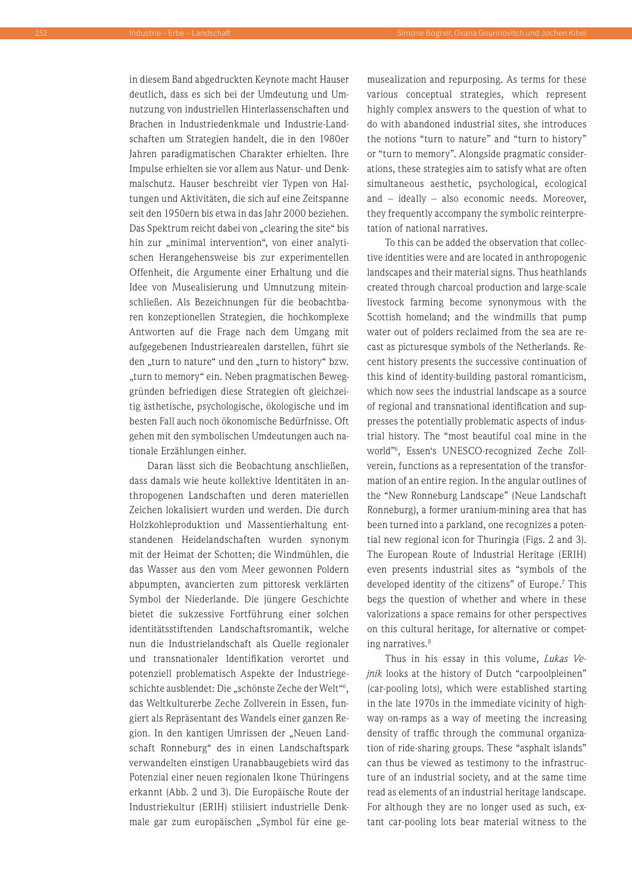in diesem Band abgedruckten Keynote macht Hauser deutlich, dass es sich bei der Umdeutung und Umnutzung von industriellen Hinterlassenschaften und Brachen in Industriedenkmale und Industrie-Landschaften um Strategien handelt, die in den 1980er Jahren paradigmatischen Charakter erhielten. Ihre Impulse erhielten sie vor allem aus Natur- und Denkmalschutz. Hauser beschreibt vier Typen von Haltungen und Aktivitäten, die sich auf eine Zeitspanne seit den 1950ern bis etwa in das Jahr 2000 beziehen. Das Spektrum reicht dabei von „clearing the site" bis hin zur „minimal intervention", von einer analytischen Herangehensweise bis zur experimentellen Offenheit, die Argumente einer Erhaltung und die Idee von Musealisierung und Umnutzung miteinschließen. Als Bezeichnungen für die beobachtbaren konzeptionellen Strategien, die hochkomplexe Antworten auf die Frage nach dem Umgang mit aufgegebenen Industriearealen darstellen, führt sie den „turn to nature" und den „turn to history" bzw. „turn to memory" ein. Neben pragmatischen Beweggründen befriedigen diese Strategien oft gleichzeitig ästhetische, psychologische, ökologische und im besten Fall auch noch ökonomische Bedürfnisse. Oft gehen mit den symbolischen Umdeutungen auch nationale Erzählungen einher.

Daran lässt sich die Beobachtung anschließen, dass damals wie heute kollektive Identitäten in anthropogenen Landschaften und deren materiellen Zeichen lokalisiert wurden und werden. Die durch Holzkohleproduktion und Massentierhaltung entstandenen Heidelandschaften wurden synonym mit der Heimat der Schotten; die Windmühlen, die das Wasser aus den vom Meer gewonnen Poldern abpumpten, avancierten zum pittoresk verklärten Symbol der Niederlande. Die jüngere Geschichte bietet die sukzessive Fortführung einer solchen identitätsstiftenden Landschaftsromantik, welche nun die Industrielandschaft als Quelle regionaler und transnationaler Identifikation verortet und potenziell problematisch Aspekte der Industriegeschichte ausblendet: Die „schönste Zeche der Welt"[6], das Weltkulturerbe Zeche Zollverein in Essen, fungiert als Repräsentant des Wandels einer ganzen Region. In den kantigen Umrissen der „Neuen Landschaft Ronneburg" des in einen Landschaftspark verwandelten einstigen Uranabbaugebiets wird das Potenzial einer neuen regionalen Ikone Thüringens erkannt (Abb. 2 und 3). Die Europäische Route der Industriekultur (ERIH) stilisiert industrielle Denkmale gar zum europäischen „Symbol für eine ge-

musealization and repurposing. As terms for these various conceptual strategies, which represent highly complex answers to the question of what to do with abandoned industrial sites, she introduces the notions "turn to nature" and "turn to history" or "turn to memory". Alongside pragmatic considerations, these strategies aim to satisfy what are often simultaneous aesthetic, psychological, ecological and – ideally – also economic needs. Moreover, they frequently accompany the symbolic reinterpretation of national narratives.

To this can be added the observation that collective identities were and are located in anthropogenic landscapes and their material signs. Thus heathlands created through charcoal production and large-scale livestock farming become synonymous with the Scottish homeland; and the windmills that pump water out of polders reclaimed from the sea are recast as picturesque symbols of the Netherlands. Recent history presents the successive continuation of this kind of identity-building pastoral romanticism, which now sees the industrial landscape as a source of regional and transnational identification and suppresses the potentially problematic aspects of industrial history. The "most beautiful coal mine in the world"[6], Essen's UNESCO-recognized Zeche Zollverein, functions as a representation of the transformation of an entire region. In the angular outlines of the "New Ronneburg Landscape" (Neue Landschaft Ronneburg), a former uranium-mining area that has been turned into a parkland, one recognizes a potential new regional icon for Thuringia (Figs. 2 and 3). The European Route of Industrial Heritage (ERIH) even presents industrial sites as "symbols of the developed identity of the citizens" of Europe.[7] This begs the question of whether and where in these valorizations a space remains for other perspectives on this cultural heritage, for alternative or competing narratives.[8]

Thus in his essay in this volume, *Lukas Vejnik* looks at the history of Dutch "carpoolpleinen" (car-pooling lots), which were established starting in the late 1970s in the immediate vicinity of highway on-ramps as a way of meeting the increasing density of traffic through the communal organization of ride-sharing groups. These "asphalt islands" can thus be viewed as testimony to the infrastructure of an industrial society, and at the same time read as elements of an industrial heritage landscape. For although they are no longer used as such, extant car-pooling lots bear material witness to the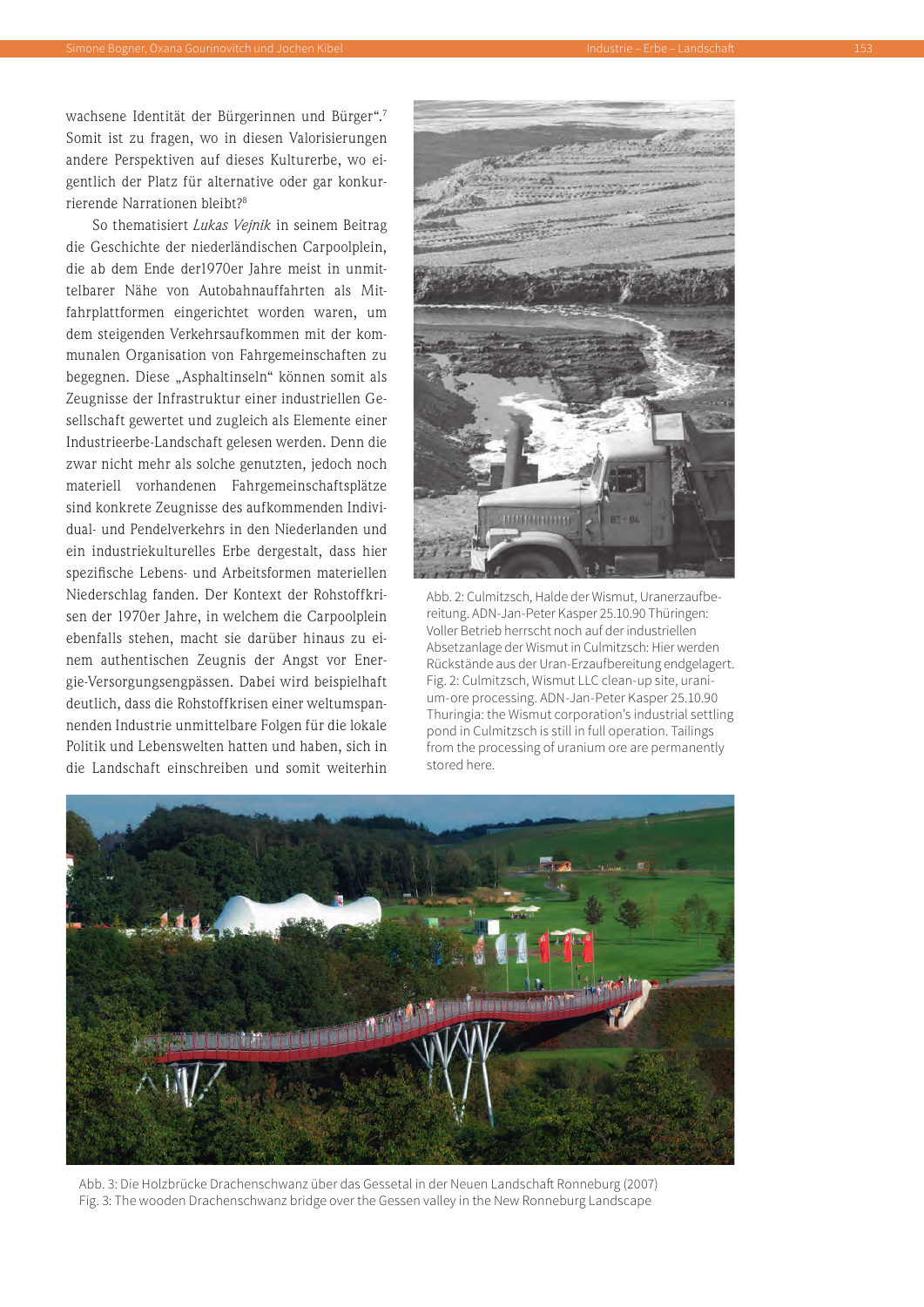wachsene Identität der Bürgerinnen und Bürger".[7] Somit ist zu fragen, wo in diesen Valorisierungen andere Perspektiven auf dieses Kulturerbe, wo eigentlich der Platz für alternative oder gar konkurrierende Narrationen bleibt?[8]

So thematisiert *Lukas Vejnik* in seinem Beitrag die Geschichte der niederländischen Carpoolplein, die ab dem Ende der1970er Jahre meist in unmittelbarer Nähe von Autobahnauffahrten als Mitfahrplattformen eingerichtet worden waren, um dem steigenden Verkehrsaufkommen mit der kommunalen Organisation von Fahrgemeinschaften zu begegnen. Diese „Asphaltinseln" können somit als Zeugnisse der Infrastruktur einer industriellen Gesellschaft gewertet und zugleich als Elemente einer Industrieerbe-Landschaft gelesen werden. Denn die zwar nicht mehr als solche genutzten, jedoch noch materiell vorhandenen Fahrgemeinschaftsplätze sind konkrete Zeugnisse des aufkommenden Individual- und Pendelverkehrs in den Niederlanden und ein industriekulturelles Erbe dergestalt, dass hier spezifische Lebens- und Arbeitsformen materiellen Niederschlag fanden. Der Kontext der Rohstoffkrisen der 1970er Jahre, in welchem die Carpoolplein ebenfalls stehen, macht sie darüber hinaus zu einem authentischen Zeugnis der Angst vor Energie-Versorgungsengpässen. Dabei wird beispielhaft deutlich, dass die Rohstoffkrisen einer weltumspannenden Industrie unmittelbare Folgen für die lokale Politik und Lebenswelten hatten und haben, sich in die Landschaft einschreiben und somit weiterhin

Abb. 2: Culmitzsch, Halde der Wismut, Uranerzaufbereitung. ADN-Jan-Peter Kasper 25.10.90 Thüringen: Voller Betrieb herrscht noch auf der industriellen Absetzanlage der Wismut in Culmitzsch: Hier werden Rückstände aus der Uran-Erzaufbereitung endgelagert.
Fig. 2: Culmitzsch, Wismut LLC clean-up site, uranium-ore processing. ADN-Jan-Peter Kasper 25.10.90 Thuringia: the Wismut corporation's industrial settling pond in Culmitzsch is still in full operation. Tailings from the processing of uranium ore are permanently stored here.

Abb. 3: Die Holzbrücke Drachenschwanz über das Gessetal in der Neuen Landschaft Ronneburg (2007)
Fig. 3: The wooden Drachenschwanz bridge over the Gessen valley in the New Ronneburg Landscape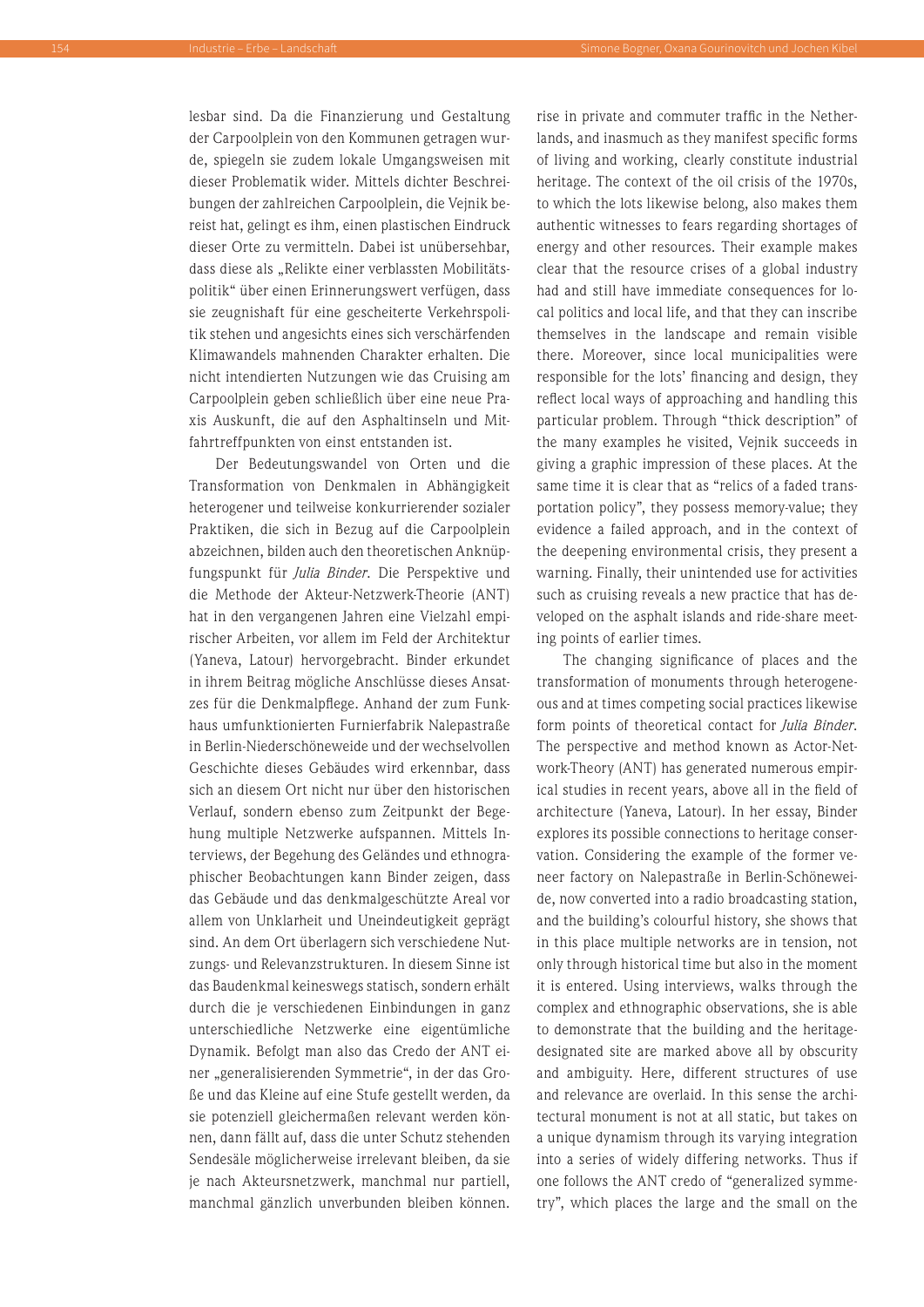lesbar sind. Da die Finanzierung und Gestaltung der Carpoolplein von den Kommunen getragen wurde, spiegeln sie zudem lokale Umgangsweisen mit dieser Problematik wider. Mittels dichter Beschreibungen der zahlreichen Carpoolplein, die Vejnik bereist hat, gelingt es ihm, einen plastischen Eindruck dieser Orte zu vermitteln. Dabei ist unübersehbar, dass diese als „Relikte einer verblassten Mobilitätspolitik" über einen Erinnerungswert verfügen, dass sie zeugnishaft für eine gescheiterte Verkehrspolitik stehen und angesichts eines sich verschärfenden Klimawandels mahnenden Charakter erhalten. Die nicht intendierten Nutzungen wie das Cruising am Carpoolplein geben schließlich über eine neue Praxis Auskunft, die auf den Asphaltinseln und Mitfahrtreffpunkten von einst entstanden ist.

Der Bedeutungswandel von Orten und die Transformation von Denkmalen in Abhängigkeit heterogener und teilweise konkurrierender sozialer Praktiken, die sich in Bezug auf die Carpoolplein abzeichnen, bilden auch den theoretischen Anknüpfungspunkt für *Julia Binder*. Die Perspektive und die Methode der Akteur-Netzwerk-Theorie (ANT) hat in den vergangenen Jahren eine Vielzahl empirischer Arbeiten, vor allem im Feld der Architektur (Yaneva, Latour) hervorgebracht. Binder erkundet in ihrem Beitrag mögliche Anschlüsse dieses Ansatzes für die Denkmalpflege. Anhand der zum Funkhaus umfunktionierten Furnierfabrik Nalepastraße in Berlin-Niederschöneweide und der wechselvollen Geschichte dieses Gebäudes wird erkennbar, dass sich an diesem Ort nicht nur über den historischen Verlauf, sondern ebenso zum Zeitpunkt der Begehung multiple Netzwerke aufspannen. Mittels Interviews, der Begehung des Geländes und ethnographischer Beobachtungen kann Binder zeigen, dass das Gebäude und das denkmalgeschützte Areal vor allem von Unklarheit und Uneindeutigkeit geprägt sind. An dem Ort überlagern sich verschiedene Nutzungs- und Relevanzstrukturen. In diesem Sinne ist das Baudenkmal keineswegs statisch, sondern erhält durch die je verschiedenen Einbindungen in ganz unterschiedliche Netzwerke eine eigentümliche Dynamik. Befolgt man also das Credo der ANT einer „generalisierenden Symmetrie", in der das Große und das Kleine auf eine Stufe gestellt werden, da sie potenziell gleichermaßen relevant werden können, dann fällt auf, dass die unter Schutz stehenden Sendesäle möglicherweise irrelevant bleiben, da sie je nach Akteursnetzwerk, manchmal nur partiell, manchmal gänzlich unverbunden bleiben können.

rise in private and commuter traffic in the Netherlands, and inasmuch as they manifest specific forms of living and working, clearly constitute industrial heritage. The context of the oil crisis of the 1970s, to which the lots likewise belong, also makes them authentic witnesses to fears regarding shortages of energy and other resources. Their example makes clear that the resource crises of a global industry had and still have immediate consequences for local politics and local life, and that they can inscribe themselves in the landscape and remain visible there. Moreover, since local municipalities were responsible for the lots' financing and design, they reflect local ways of approaching and handling this particular problem. Through "thick description" of the many examples he visited, Vejnik succeeds in giving a graphic impression of these places. At the same time it is clear that as "relics of a faded transportation policy", they possess memory-value; they evidence a failed approach, and in the context of the deepening environmental crisis, they present a warning. Finally, their unintended use for activities such as cruising reveals a new practice that has developed on the asphalt islands and ride-share meeting points of earlier times.

The changing significance of places and the transformation of monuments through heterogeneous and at times competing social practices likewise form points of theoretical contact for *Julia Binder*. The perspective and method known as Actor-Network-Theory (ANT) has generated numerous empirical studies in recent years, above all in the field of architecture (Yaneva, Latour). In her essay, Binder explores its possible connections to heritage conservation. Considering the example of the former veneer factory on Nalepastraße in Berlin-Schöneweide, now converted into a radio broadcasting station, and the building's colourful history, she shows that in this place multiple networks are in tension, not only through historical time but also in the moment it is entered. Using interviews, walks through the complex and ethnographic observations, she is able to demonstrate that the building and the heritage-designated site are marked above all by obscurity and ambiguity. Here, different structures of use and relevance are overlaid. In this sense the architectural monument is not at all static, but takes on a unique dynamism through its varying integration into a series of widely differing networks. Thus if one follows the ANT credo of "generalized symmetry", which places the large and the small on the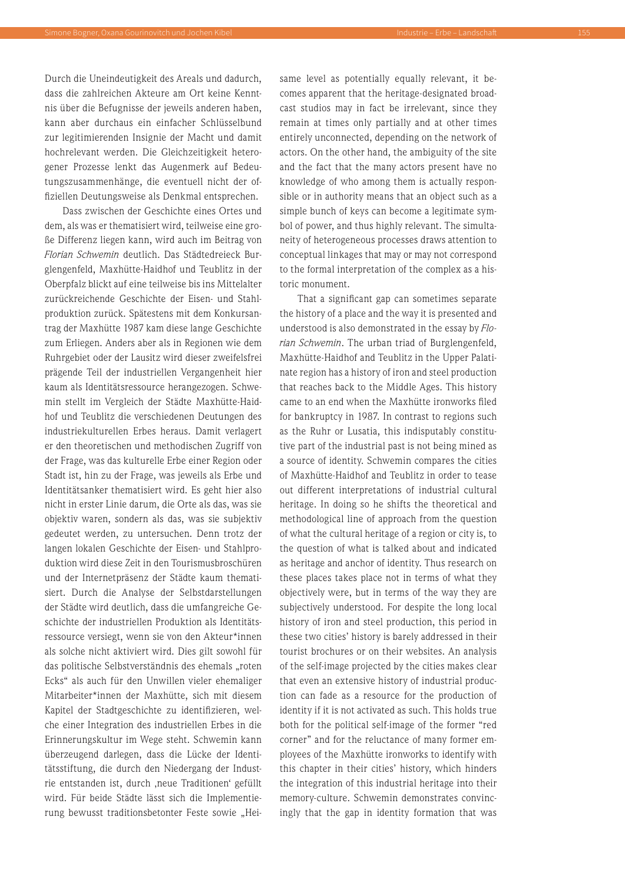Durch die Uneindeutigkeit des Areals und dadurch, dass die zahlreichen Akteure am Ort keine Kenntnis über die Befugnisse der jeweils anderen haben, kann aber durchaus ein einfacher Schlüsselbund zur legitimierenden Insignie der Macht und damit hochrelevant werden. Die Gleichzeitigkeit heterogener Prozesse lenkt das Augenmerk auf Bedeutungszusammenhänge, die eventuell nicht der offiziellen Deutungsweise als Denkmal entsprechen.

Dass zwischen der Geschichte eines Ortes und dem, als was er thematisiert wird, teilweise eine große Differenz liegen kann, wird auch im Beitrag von *Florian Schwemin* deutlich. Das Städtedreieck Burglengenfeld, Maxhütte-Haidhof und Teublitz in der Oberpfalz blickt auf eine teilweise bis ins Mittelalter zurückreichende Geschichte der Eisen- und Stahlproduktion zurück. Spätestens mit dem Konkursantrag der Maxhütte 1987 kam diese lange Geschichte zum Erliegen. Anders aber als in Regionen wie dem Ruhrgebiet oder der Lausitz wird dieser zweifelsfrei prägende Teil der industriellen Vergangenheit hier kaum als Identitätsressource herangezogen. Schwemin stellt im Vergleich der Städte Maxhütte-Haidhof und Teublitz die verschiedenen Deutungen des industriekulturellen Erbes heraus. Damit verlagert er den theoretischen und methodischen Zugriff von der Frage, was das kulturelle Erbe einer Region oder Stadt ist, hin zu der Frage, was jeweils als Erbe und Identitätsanker thematisiert wird. Es geht hier also nicht in erster Linie darum, die Orte als das, was sie objektiv waren, sondern als das, was sie subjektiv gedeutet werden, zu untersuchen. Denn trotz der langen lokalen Geschichte der Eisen- und Stahlproduktion wird diese Zeit in den Tourismusbroschüren und der Internetpräsenz der Städte kaum thematisiert. Durch die Analyse der Selbstdarstellungen der Städte wird deutlich, dass die umfangreiche Geschichte der industriellen Produktion als Identitätsressource versiegt, wenn sie von den Akteur*innen als solche nicht aktiviert wird. Dies gilt sowohl für das politische Selbstverständnis des ehemals „roten Ecks" als auch für den Unwillen vieler ehemaliger Mitarbeiter*innen der Maxhütte, sich mit diesem Kapitel der Stadtgeschichte zu identifizieren, welche einer Integration des industriellen Erbes in die Erinnerungskultur im Wege steht. Schwemin kann überzeugend darlegen, dass die Lücke der Identitätsstiftung, die durch den Niedergang der Industrie entstanden ist, durch ‚neue Traditionen' gefüllt wird. Für beide Städte lässt sich die Implementierung bewusst traditionsbetonter Feste sowie „Hei-

same level as potentially equally relevant, it becomes apparent that the heritage-designated broadcast studios may in fact be irrelevant, since they remain at times only partially and at other times entirely unconnected, depending on the network of actors. On the other hand, the ambiguity of the site and the fact that the many actors present have no knowledge of who among them is actually responsible or in authority means that an object such as a simple bunch of keys can become a legitimate symbol of power, and thus highly relevant. The simultaneity of heterogeneous processes draws attention to conceptual linkages that may or may not correspond to the formal interpretation of the complex as a historic monument.

That a significant gap can sometimes separate the history of a place and the way it is presented and understood is also demonstrated in the essay by *Florian Schwemin*. The urban triad of Burglengenfeld, Maxhütte-Haidhof and Teublitz in the Upper Palatinate region has a history of iron and steel production that reaches back to the Middle Ages. This history came to an end when the Maxhütte ironworks filed for bankruptcy in 1987. In contrast to regions such as the Ruhr or Lusatia, this indisputably constitutive part of the industrial past is not being mined as a source of identity. Schwemin compares the cities of Maxhütte-Haidhof and Teublitz in order to tease out different interpretations of industrial cultural heritage. In doing so he shifts the theoretical and methodological line of approach from the question of what the cultural heritage of a region or city is, to the question of what is talked about and indicated as heritage and anchor of identity. Thus research on these places takes place not in terms of what they objectively were, but in terms of the way they are subjectively understood. For despite the long local history of iron and steel production, this period in these two cities' history is barely addressed in their tourist brochures or on their websites. An analysis of the self-image projected by the cities makes clear that even an extensive history of industrial production can fade as a resource for the production of identity if it is not activated as such. This holds true both for the political self-image of the former "red corner" and for the reluctance of many former employees of the Maxhütte ironworks to identify with this chapter in their cities' history, which hinders the integration of this industrial heritage into their memory-culture. Schwemin demonstrates convincingly that the gap in identity formation that was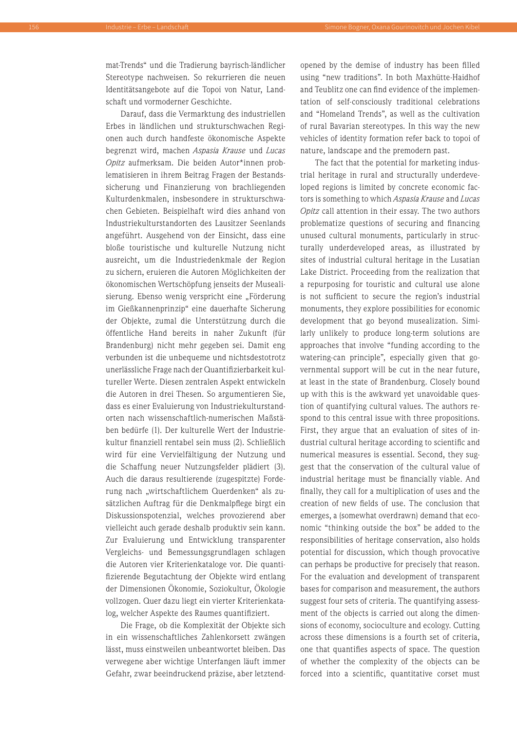mat-Trends“ und die Tradierung bayrisch-ländlicher Stereotype nachweisen. So rekurrieren die neuen Identitätsangebote auf die Topoi von Natur, Landschaft und vormoderner Geschichte.

Darauf, dass die Vermarktung des industriellen Erbes in ländlichen und strukturschwachen Regionen auch durch handfeste ökonomische Aspekte begrenzt wird, machen *Aspasia Krause* und *Lucas Opitz* aufmerksam. Die beiden Autor*innen problematisieren in ihrem Beitrag Fragen der Bestandssicherung und Finanzierung von brachliegenden Kulturdenkmalen, insbesondere in strukturschwachen Gebieten. Beispielhaft wird dies anhand von Industriekulturstandorten des Lausitzer Seenlands angeführt. Ausgehend von der Einsicht, dass eine bloße touristische und kulturelle Nutzung nicht ausreicht, um die Industriedenkmale der Region zu sichern, eruieren die Autoren Möglichkeiten der ökonomischen Wertschöpfung jenseits der Musealisierung. Ebenso wenig verspricht eine „Förderung im Gießkannenprinzip“ eine dauerhafte Sicherung der Objekte, zumal die Unterstützung durch die öffentliche Hand bereits in naher Zukunft (für Brandenburg) nicht mehr gegeben sei. Damit eng verbunden ist die unbequeme und nichtsdestotrotz unerlässliche Frage nach der Quantifizierbarkeit kultureller Werte. Diesen zentralen Aspekt entwickeln die Autoren in drei Thesen. So argumentieren Sie, dass es einer Evaluierung von Industriekulturstandorten nach wissenschaftlich-numerischen Maßstäben bedürfe (1). Der kulturelle Wert der Industriekultur finanziell rentabel sein muss (2). Schließlich wird für eine Vervielfältigung der Nutzung und die Schaffung neuer Nutzungsfelder plädiert (3). Auch die daraus resultierende (zugespitzte) Forderung nach „wirtschaftlichem Querdenken“ als zusätzlichen Auftrag für die Denkmalpflege birgt ein Diskussionspotenzial, welches provozierend aber vielleicht auch gerade deshalb produktiv sein kann. Zur Evaluierung und Entwicklung transparenter Vergleichs- und Bemessungsgrundlagen schlagen die Autoren vier Kriterienkataloge vor. Die quantifizierende Begutachtung der Objekte wird entlang der Dimensionen Ökonomie, Soziokultur, Ökologie vollzogen. Quer dazu liegt ein vierter Kriterienkatalog, welcher Aspekte des Raumes quantifiziert.

Die Frage, ob die Komplexität der Objekte sich in ein wissenschaftliches Zahlenkorsett zwängen lässt, muss einstweilen unbeantwortet bleiben. Das verwegene aber wichtige Unterfangen läuft immer Gefahr, zwar beeindruckend präzise, aber letztend-

opened by the demise of industry has been filled using “new traditions”. In both Maxhütte-Haidhof and Teublitz one can find evidence of the implementation of self-consciously traditional celebrations and “Homeland Trends”, as well as the cultivation of rural Bavarian stereotypes. In this way the new vehicles of identity formation refer back to topoi of nature, landscape and the premodern past.

The fact that the potential for marketing industrial heritage in rural and structurally underdeveloped regions is limited by concrete economic factors is something to which *Aspasia Krause* and *Lucas Opitz* call attention in their essay. The two authors problematize questions of securing and financing unused cultural monuments, particularly in structurally underdeveloped areas, as illustrated by sites of industrial cultural heritage in the Lusatian Lake District. Proceeding from the realization that a repurposing for touristic and cultural use alone is not sufficient to secure the region’s industrial monuments, they explore possibilities for economic development that go beyond musealization. Similarly unlikely to produce long-term solutions are approaches that involve “funding according to the watering-can principle”, especially given that governmental support will be cut in the near future, at least in the state of Brandenburg. Closely bound up with this is the awkward yet unavoidable question of quantifying cultural values. The authors respond to this central issue with three propositions. First, they argue that an evaluation of sites of industrial cultural heritage according to scientific and numerical measures is essential. Second, they suggest that the conservation of the cultural value of industrial heritage must be financially viable. And finally, they call for a multiplication of uses and the creation of new fields of use. The conclusion that emerges, a (somewhat overdrawn) demand that economic “thinking outside the box” be added to the responsibilities of heritage conservation, also holds potential for discussion, which though provocative can perhaps be productive for precisely that reason. For the evaluation and development of transparent bases for comparison and measurement, the authors suggest four sets of criteria. The quantifying assessment of the objects is carried out along the dimensions of economy, socioculture and ecology. Cutting across these dimensions is a fourth set of criteria, one that quantifies aspects of space. The question of whether the complexity of the objects can be forced into a scientific, quantitative corset must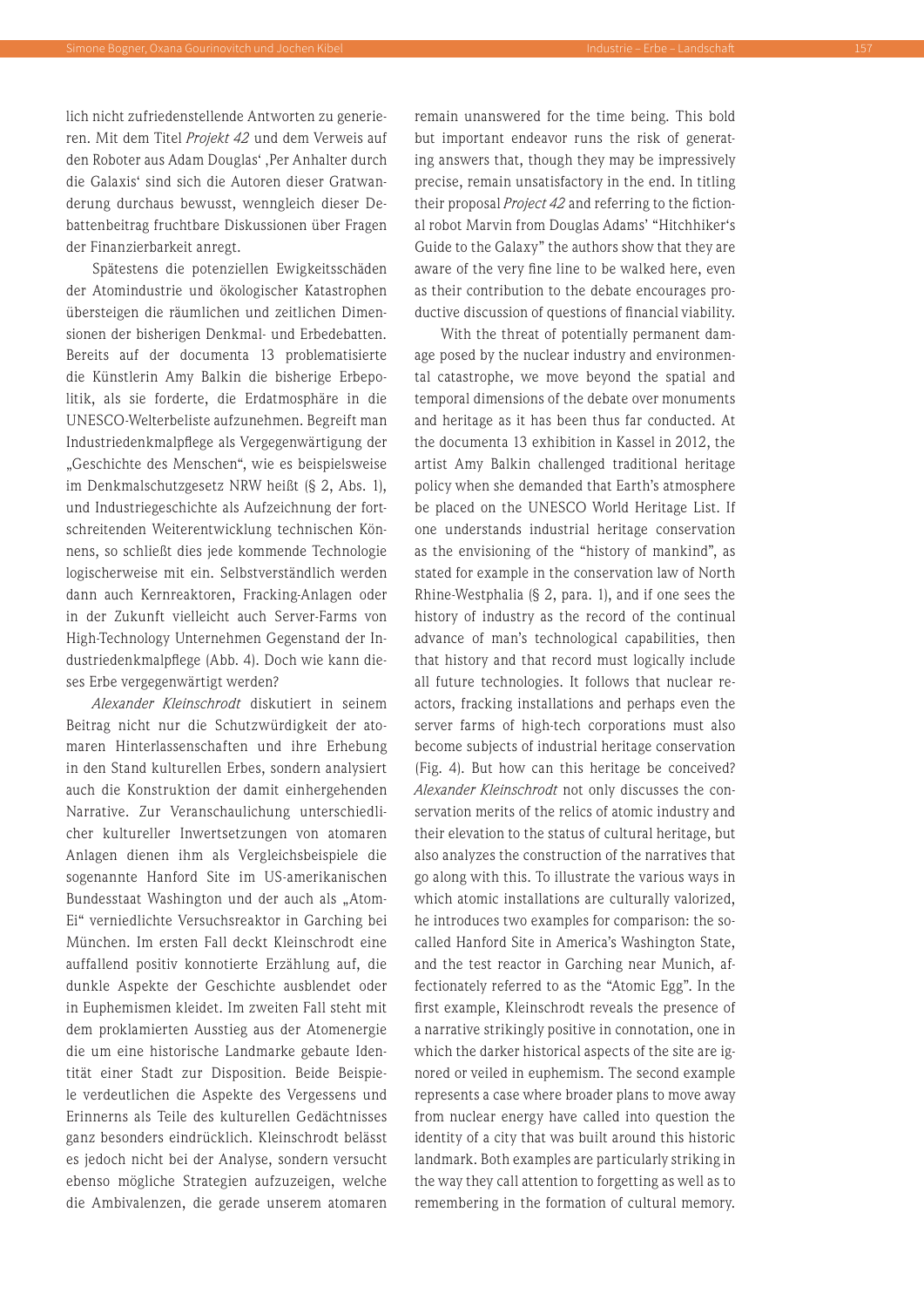lich nicht zufriedenstellende Antworten zu generieren. Mit dem Titel *Projekt 42* und dem Verweis auf den Roboter aus Adam Douglas' ‚Per Anhalter durch die Galaxis' sind sich die Autoren dieser Gratwanderung durchaus bewusst, wenngleich dieser Debattenbeitrag fruchtbare Diskussionen über Fragen der Finanzierbarkeit anregt.

Spätestens die potenziellen Ewigkeitsschäden der Atomindustrie und ökologischer Katastrophen übersteigen die räumlichen und zeitlichen Dimensionen der bisherigen Denkmal- und Erbedebatten. Bereits auf der documenta 13 problematisierte die Künstlerin Amy Balkin die bisherige Erbepolitik, als sie forderte, die Erdatmosphäre in die UNESCO-Welterbeliste aufzunehmen. Begreift man Industriedenkmalpflege als Vergegenwärtigung der „Geschichte des Menschen", wie es beispielsweise im Denkmalschutzgesetz NRW heißt (§ 2, Abs. 1), und Industriegeschichte als Aufzeichnung der fortschreitenden Weiterentwicklung technischen Könnens, so schließt dies jede kommende Technologie logischerweise mit ein. Selbstverständlich werden dann auch Kernreaktoren, Fracking-Anlagen oder in der Zukunft vielleicht auch Server-Farms von High-Technology Unternehmen Gegenstand der Industriedenkmalpflege (Abb. 4). Doch wie kann dieses Erbe vergegenwärtigt werden?

*Alexander Kleinschrodt* diskutiert in seinem Beitrag nicht nur die Schutzwürdigkeit der atomaren Hinterlassenschaften und ihre Erhebung in den Stand kulturellen Erbes, sondern analysiert auch die Konstruktion der damit einhergehenden Narrative. Zur Veranschaulichung unterschiedlicher kultureller Inwertsetzungen von atomaren Anlagen dienen ihm als Vergleichsbeispiele die sogenannte Hanford Site im US-amerikanischen Bundesstaat Washington und der auch als „Atom-Ei" verniedlichte Versuchsreaktor in Garching bei München. Im ersten Fall deckt Kleinschrodt eine auffallend positiv konnotierte Erzählung auf, die dunkle Aspekte der Geschichte ausblendet oder in Euphemismen kleidet. Im zweiten Fall steht mit dem proklamierten Ausstieg aus der Atomenergie die um eine historische Landmarke gebaute Identität einer Stadt zur Disposition. Beide Beispiele verdeutlichen die Aspekte des Vergessens und Erinnerns als Teile des kulturellen Gedächtnisses ganz besonders eindrücklich. Kleinschrodt belässt es jedoch nicht bei der Analyse, sondern versucht ebenso mögliche Strategien aufzuzeigen, welche die Ambivalenzen, die gerade unserem atomaren

remain unanswered for the time being. This bold but important endeavor runs the risk of generating answers that, though they may be impressively precise, remain unsatisfactory in the end. In titling their proposal *Project 42* and referring to the fictional robot Marvin from Douglas Adams' "Hitchhiker's Guide to the Galaxy" the authors show that they are aware of the very fine line to be walked here, even as their contribution to the debate encourages productive discussion of questions of financial viability.

With the threat of potentially permanent damage posed by the nuclear industry and environmental catastrophe, we move beyond the spatial and temporal dimensions of the debate over monuments and heritage as it has been thus far conducted. At the documenta 13 exhibition in Kassel in 2012, the artist Amy Balkin challenged traditional heritage policy when she demanded that Earth's atmosphere be placed on the UNESCO World Heritage List. If one understands industrial heritage conservation as the envisioning of the "history of mankind", as stated for example in the conservation law of North Rhine-Westphalia (§ 2, para. 1), and if one sees the history of industry as the record of the continual advance of man's technological capabilities, then that history and that record must logically include all future technologies. It follows that nuclear reactors, fracking installations and perhaps even the server farms of high-tech corporations must also become subjects of industrial heritage conservation (Fig. 4). But how can this heritage be conceived? *Alexander Kleinschrodt* not only discusses the conservation merits of the relics of atomic industry and their elevation to the status of cultural heritage, but also analyzes the construction of the narratives that go along with this. To illustrate the various ways in which atomic installations are culturally valorized, he introduces two examples for comparison: the so-called Hanford Site in America's Washington State, and the test reactor in Garching near Munich, affectionately referred to as the "Atomic Egg". In the first example, Kleinschrodt reveals the presence of a narrative strikingly positive in connotation, one in which the darker historical aspects of the site are ignored or veiled in euphemism. The second example represents a case where broader plans to move away from nuclear energy have called into question the identity of a city that was built around this historic landmark. Both examples are particularly striking in the way they call attention to forgetting as well as to remembering in the formation of cultural memory.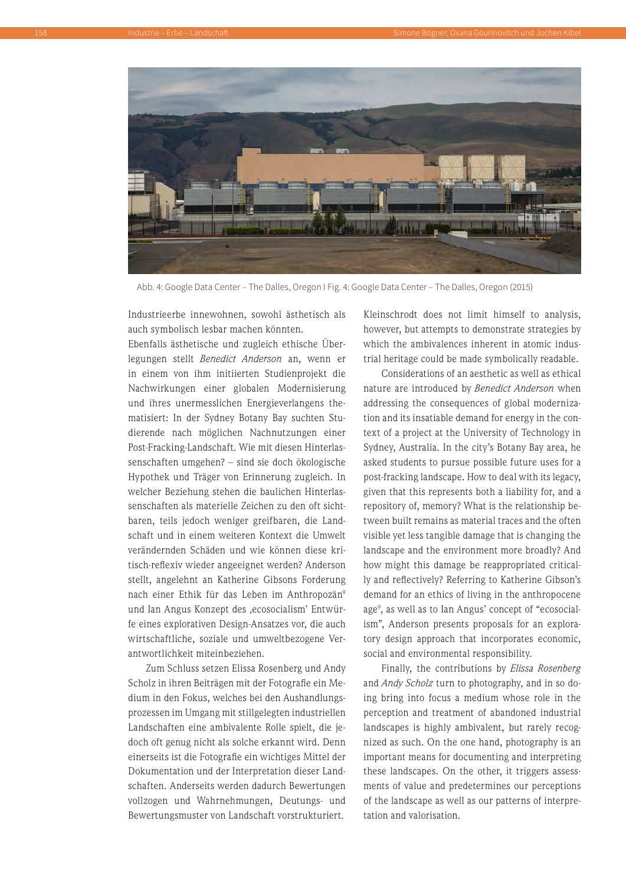Abb. 4: Google Data Center – The Dalles, Oregon I Fig. 4: Google Data Center – The Dalles, Oregon (2015)

Industrieerbe innewohnen, sowohl ästhetisch als auch symbolisch lesbar machen könnten.

Ebenfalls ästhetische und zugleich ethische Überlegungen stellt *Benedict Anderson* an, wenn er in einem von ihm initiierten Studienprojekt die Nachwirkungen einer globalen Modernisierung und ihres unermesslichen Energieverlangens thematisiert: In der Sydney Botany Bay suchten Studierende nach möglichen Nachnutzungen einer Post-Fracking-Landschaft. Wie mit diesen Hinterlassenschaften umgehen? – sind sie doch ökologische Hypothek und Träger von Erinnerung zugleich. In welcher Beziehung stehen die baulichen Hinterlassenschaften als materielle Zeichen zu den oft sichtbaren, teils jedoch weniger greifbaren, die Landschaft und in einem weiteren Kontext die Umwelt verändernden Schäden und wie können diese kritisch-reflexiv wieder angeeignet werden? Anderson stellt, angelehnt an Katherine Gibsons Forderung nach einer Ethik für das Leben im Anthropozän[9] und Ian Angus Konzept des ‚ecosocialism' Entwürfe eines explorativen Design-Ansatzes vor, die auch wirtschaftliche, soziale und umweltbezogene Verantwortlichkeit miteinbeziehen.

Zum Schluss setzen Elissa Rosenberg und Andy Scholz in ihren Beiträgen mit der Fotografie ein Medium in den Fokus, welches bei den Aushandlungsprozessen im Umgang mit stillgelegten industriellen Landschaften eine ambivalente Rolle spielt, die jedoch oft genug nicht als solche erkannt wird. Denn einerseits ist die Fotografie ein wichtiges Mittel der Dokumentation und der Interpretation dieser Landschaften. Anderseits werden dadurch Bewertungen vollzogen und Wahrnehmungen, Deutungs- und Bewertungsmuster von Landschaft vorstrukturiert.

Kleinschrodt does not limit himself to analysis, however, but attempts to demonstrate strategies by which the ambivalences inherent in atomic industrial heritage could be made symbolically readable.

Considerations of an aesthetic as well as ethical nature are introduced by *Benedict Anderson* when addressing the consequences of global modernization and its insatiable demand for energy in the context of a project at the University of Technology in Sydney, Australia. In the city's Botany Bay area, he asked students to pursue possible future uses for a post-fracking landscape. How to deal with its legacy, given that this represents both a liability for, and a repository of, memory? What is the relationship between built remains as material traces and the often visible yet less tangible damage that is changing the landscape and the environment more broadly? And how might this damage be reappropriated critically and reflectively? Referring to Katherine Gibson's demand for an ethics of living in the anthropocene age[9], as well as to Ian Angus' concept of "ecosocialism", Anderson presents proposals for an exploratory design approach that incorporates economic, social and environmental responsibility.

Finally, the contributions by *Elissa Rosenberg* and *Andy Scholz* turn to photography, and in so doing bring into focus a medium whose role in the perception and treatment of abandoned industrial landscapes is highly ambivalent, but rarely recognized as such. On the one hand, photography is an important means for documenting and interpreting these landscapes. On the other, it triggers assessments of value and predetermines our perceptions of the landscape as well as our patterns of interpretation and valorisation.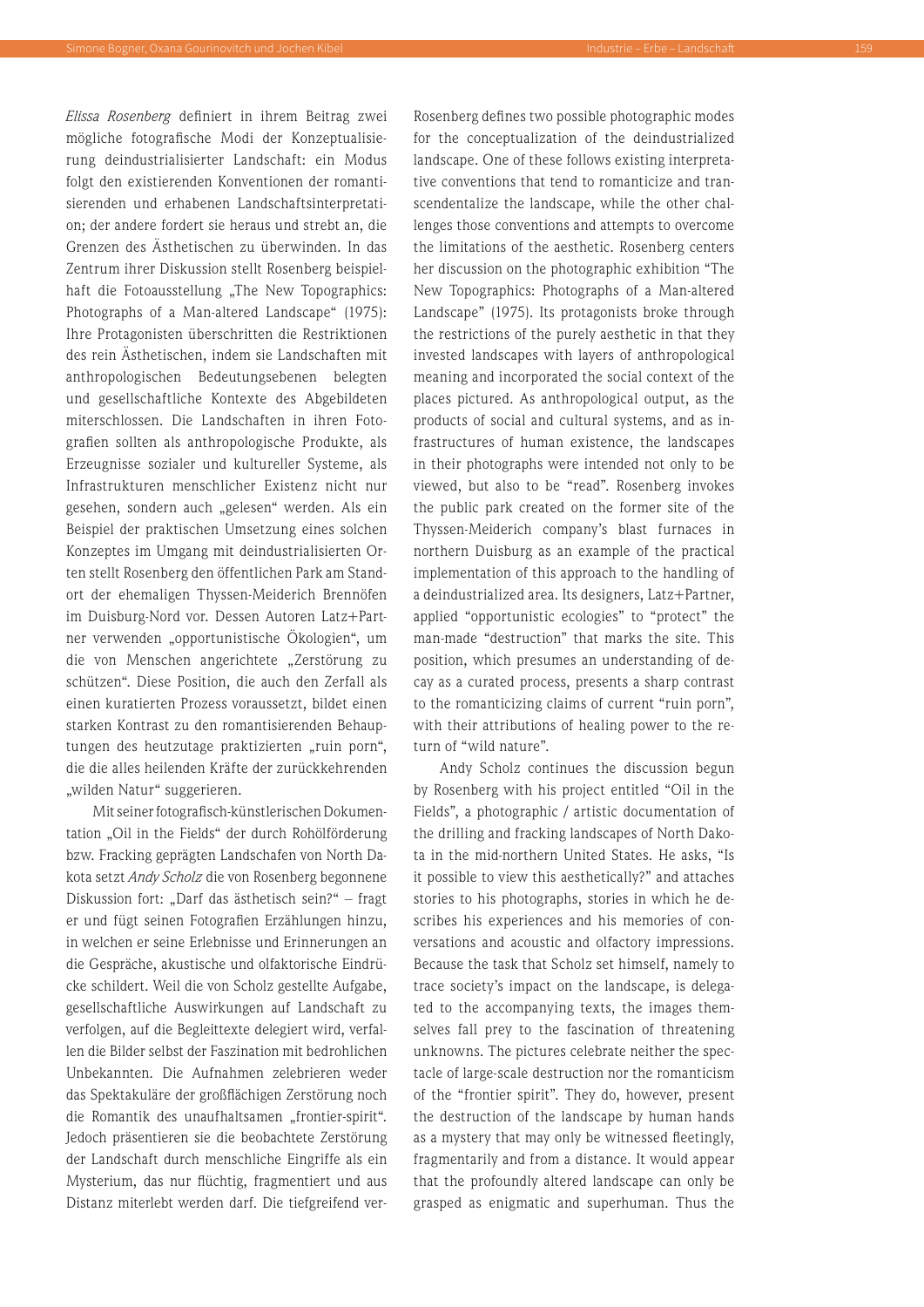*Elissa Rosenberg* definiert in ihrem Beitrag zwei mögliche fotografische Modi der Konzeptualisierung deindustrialisierter Landschaft: ein Modus folgt den existierenden Konventionen der romantisierenden und erhabenen Landschaftsinterpretation; der andere fordert sie heraus und strebt an, die Grenzen des Ästhetischen zu überwinden. In das Zentrum ihrer Diskussion stellt Rosenberg beispielhaft die Fotoausstellung „The New Topographics: Photographs of a Man-altered Landscape" (1975): Ihre Protagonisten überschritten die Restriktionen des rein Ästhetischen, indem sie Landschaften mit anthropologischen Bedeutungsebenen belegten und gesellschaftliche Kontexte des Abgebildeten miterschlossen. Die Landschaften in ihren Fotografien sollten als anthropologische Produkte, als Erzeugnisse sozialer und kultureller Systeme, als Infrastrukturen menschlicher Existenz nicht nur gesehen, sondern auch „gelesen" werden. Als ein Beispiel der praktischen Umsetzung eines solchen Konzeptes im Umgang mit deindustrialisierten Orten stellt Rosenberg den öffentlichen Park am Standort der ehemaligen Thyssen-Meiderich Brennöfen im Duisburg-Nord vor. Dessen Autoren Latz+Partner verwenden „opportunistische Ökologien", um die von Menschen angerichtete „Zerstörung zu schützen". Diese Position, die auch den Zerfall als einen kuratierten Prozess voraussetzt, bildet einen starken Kontrast zu den romantisierenden Behauptungen des heutzutage praktizierten „ruin porn", die die alles heilenden Kräfte der zurückkehrenden „wilden Natur" suggerieren.

Mit seiner fotografisch-künstlerischen Dokumentation „Oil in the Fields" der durch Rohölförderung bzw. Fracking geprägten Landschafen von North Dakota setzt *Andy Scholz* die von Rosenberg begonnene Diskussion fort: „Darf das ästhetisch sein?" – fragt er und fügt seinen Fotografien Erzählungen hinzu, in welchen er seine Erlebnisse und Erinnerungen an die Gespräche, akustische und olfaktorische Eindrücke schildert. Weil die von Scholz gestellte Aufgabe, gesellschaftliche Auswirkungen auf Landschaft zu verfolgen, auf die Begleittexte delegiert wird, verfallen die Bilder selbst der Faszination mit bedrohlichen Unbekannten. Die Aufnahmen zelebrieren weder das Spektakuläre der großflächigen Zerstörung noch die Romantik des unaufhaltsamen „frontier-spirit". Jedoch präsentieren sie die beobachtete Zerstörung der Landschaft durch menschliche Eingriffe als ein Mysterium, das nur flüchtig, fragmentiert und aus Distanz miterlebt werden darf. Die tiefgreifend ver-

Rosenberg defines two possible photographic modes for the conceptualization of the deindustrialized landscape. One of these follows existing interpretative conventions that tend to romanticize and transcendentalize the landscape, while the other challenges those conventions and attempts to overcome the limitations of the aesthetic. Rosenberg centers her discussion on the photographic exhibition "The New Topographics: Photographs of a Man-altered Landscape" (1975). Its protagonists broke through the restrictions of the purely aesthetic in that they invested landscapes with layers of anthropological meaning and incorporated the social context of the places pictured. As anthropological output, as the products of social and cultural systems, and as infrastructures of human existence, the landscapes in their photographs were intended not only to be viewed, but also to be "read". Rosenberg invokes the public park created on the former site of the Thyssen-Meiderich company's blast furnaces in northern Duisburg as an example of the practical implementation of this approach to the handling of a deindustrialized area. Its designers, Latz+Partner, applied "opportunistic ecologies" to "protect" the man-made "destruction" that marks the site. This position, which presumes an understanding of decay as a curated process, presents a sharp contrast to the romanticizing claims of current "ruin porn", with their attributions of healing power to the return of "wild nature".

Andy Scholz continues the discussion begun by Rosenberg with his project entitled "Oil in the Fields", a photographic / artistic documentation of the drilling and fracking landscapes of North Dakota in the mid-northern United States. He asks, "Is it possible to view this aesthetically?" and attaches stories to his photographs, stories in which he describes his experiences and his memories of conversations and acoustic and olfactory impressions. Because the task that Scholz set himself, namely to trace society's impact on the landscape, is delegated to the accompanying texts, the images themselves fall prey to the fascination of threatening unknowns. The pictures celebrate neither the spectacle of large-scale destruction nor the romanticism of the "frontier spirit". They do, however, present the destruction of the landscape by human hands as a mystery that may only be witnessed fleetingly, fragmentarily and from a distance. It would appear that the profoundly altered landscape can only be grasped as enigmatic and superhuman. Thus the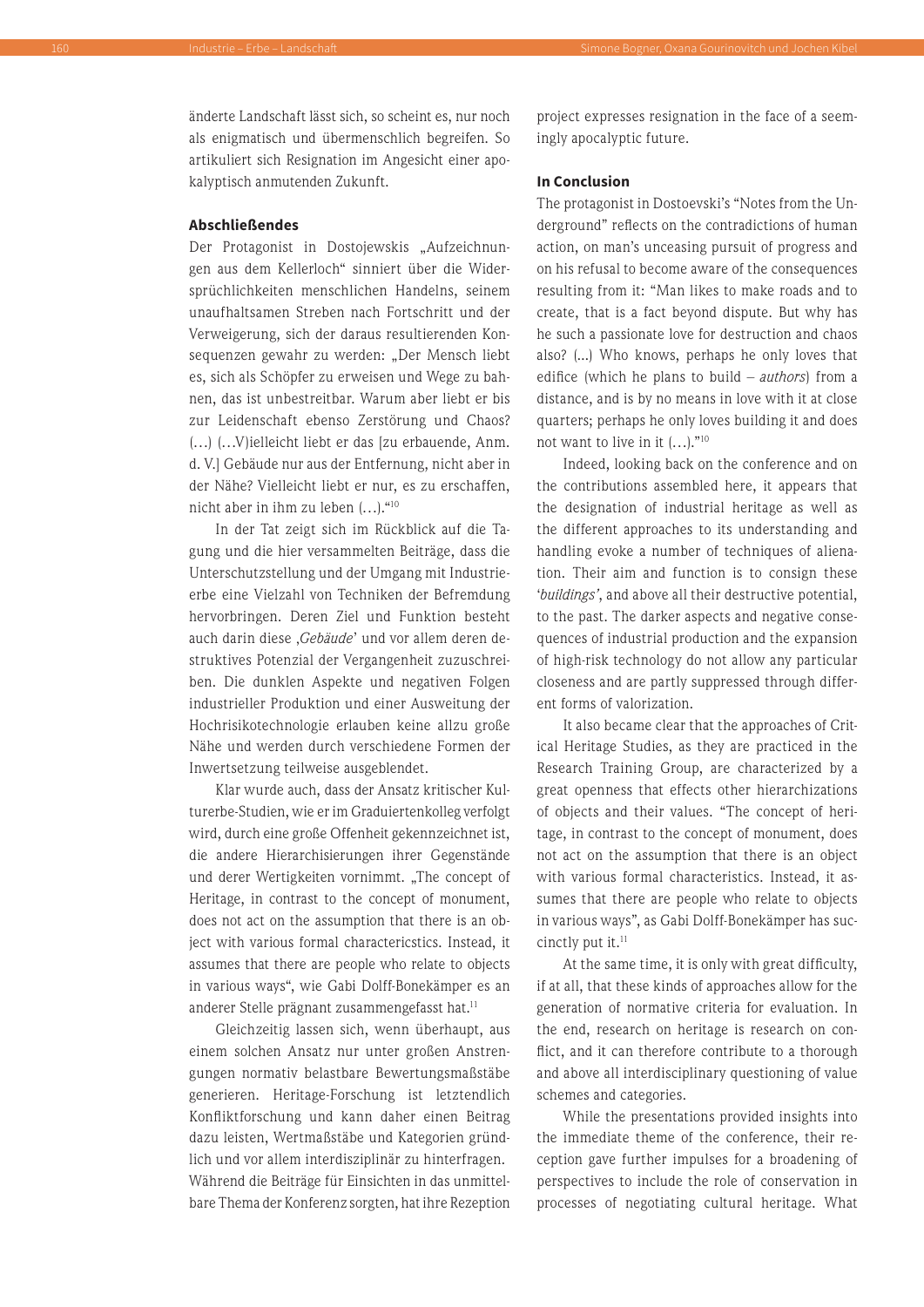änderte Landschaft lässt sich, so scheint es, nur noch als enigmatisch und übermenschlich begreifen. So artikuliert sich Resignation im Angesicht einer apokalyptisch anmutenden Zukunft.

### Abschließendes

Der Protagonist in Dostojewskis „Aufzeichnungen aus dem Kellerloch" sinniert über die Widersprüchlichkeiten menschlichen Handelns, seinem unaufhaltsamen Streben nach Fortschritt und der Verweigerung, sich der daraus resultierenden Konsequenzen gewahr zu werden: „Der Mensch liebt es, sich als Schöpfer zu erweisen und Wege zu bahnen, das ist unbestreitbar. Warum aber liebt er bis zur Leidenschaft ebenso Zerstörung und Chaos? (…) (…V)ielleicht liebt er das [zu erbauende, Anm. d. V.] Gebäude nur aus der Entfernung, nicht aber in der Nähe? Vielleicht liebt er nur, es zu erschaffen, nicht aber in ihm zu leben (…)."[10]

In der Tat zeigt sich im Rückblick auf die Tagung und die hier versammelten Beiträge, dass die Unterschutzstellung und der Umgang mit Industrieerbe eine Vielzahl von Techniken der Befremdung hervorbringen. Deren Ziel und Funktion besteht auch darin diese ‚*Gebäude*' und vor allem deren destruktives Potenzial der Vergangenheit zuzuschreiben. Die dunklen Aspekte und negativen Folgen industrieller Produktion und einer Ausweitung der Hochrisikotechnologie erlauben keine allzu große Nähe und werden durch verschiedene Formen der Inwertsetzung teilweise ausgeblendet.

Klar wurde auch, dass der Ansatz kritischer Kulturerbe-Studien, wie er im Graduiertenkolleg verfolgt wird, durch eine große Offenheit gekennzeichnet ist, die andere Hierarchisierungen ihrer Gegenstände und derer Wertigkeiten vornimmt. „The concept of Heritage, in contrast to the concept of monument, does not act on the assumption that there is an object with various formal charactericstics. Instead, it assumes that there are people who relate to objects in various ways", wie Gabi Dolff-Bonekämper es an anderer Stelle prägnant zusammengefasst hat.[11]

Gleichzeitig lassen sich, wenn überhaupt, aus einem solchen Ansatz nur unter großen Anstrengungen normativ belastbare Bewertungsmaßstäbe generieren. Heritage-Forschung ist letztendlich Konfliktforschung und kann daher einen Beitrag dazu leisten, Wertmaßstäbe und Kategorien gründlich und vor allem interdisziplinär zu hinterfragen.
Während die Beiträge für Einsichten in das unmittelbare Thema der Konferenz sorgten, hat ihre Rezeption

project expresses resignation in the face of a seemingly apocalyptic future.

### In Conclusion

The protagonist in Dostoevski's "Notes from the Underground" reflects on the contradictions of human action, on man's unceasing pursuit of progress and on his refusal to become aware of the consequences resulting from it: "Man likes to make roads and to create, that is a fact beyond dispute. But why has he such a passionate love for destruction and chaos also? (...) Who knows, perhaps he only loves that edifice (which he plans to build – *authors*) from a distance, and is by no means in love with it at close quarters; perhaps he only loves building it and does not want to live in it (…)."[10]

Indeed, looking back on the conference and on the contributions assembled here, it appears that the designation of industrial heritage as well as the different approaches to its understanding and handling evoke a number of techniques of alienation. Their aim and function is to consign these '*buildings*', and above all their destructive potential, to the past. The darker aspects and negative consequences of industrial production and the expansion of high-risk technology do not allow any particular closeness and are partly suppressed through different forms of valorization.

It also became clear that the approaches of Critical Heritage Studies, as they are practiced in the Research Training Group, are characterized by a great openness that effects other hierarchizations of objects and their values. "The concept of heritage, in contrast to the concept of monument, does not act on the assumption that there is an object with various formal characteristics. Instead, it assumes that there are people who relate to objects in various ways", as Gabi Dolff-Bonekämper has succinctly put it.[11]

At the same time, it is only with great difficulty, if at all, that these kinds of approaches allow for the generation of normative criteria for evaluation. In the end, research on heritage is research on conflict, and it can therefore contribute to a thorough and above all interdisciplinary questioning of value schemes and categories.

While the presentations provided insights into the immediate theme of the conference, their reception gave further impulses for a broadening of perspectives to include the role of conservation in processes of negotiating cultural heritage. What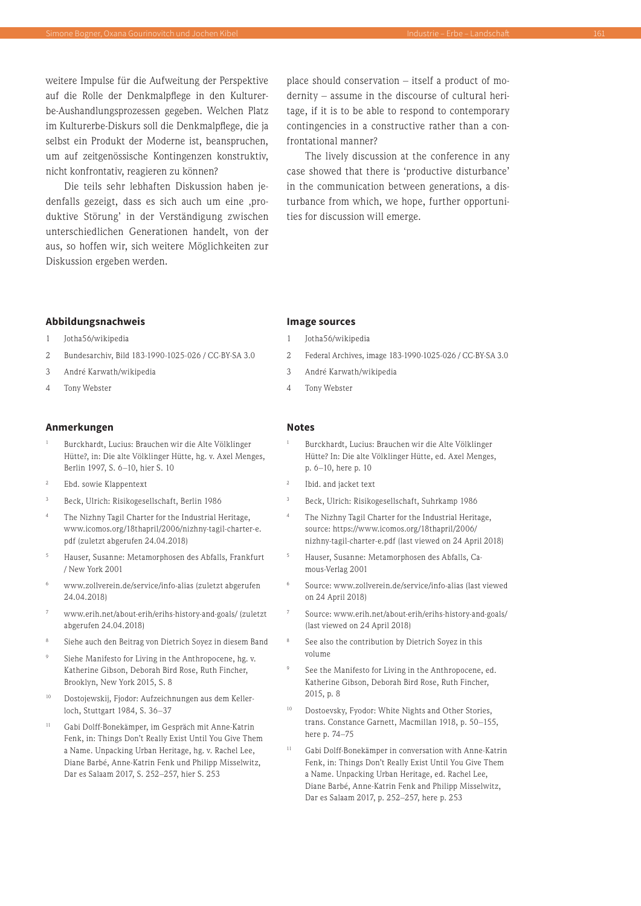weitere Impulse für die Aufweitung der Perspektive auf die Rolle der Denkmalpflege in den Kulturerbe-Aushandlungsprozessen gegeben. Welchen Platz im Kulturerbe-Diskurs soll die Denkmalpflege, die ja selbst ein Produkt der Moderne ist, beanspruchen, um auf zeitgenössische Kontingenzen konstruktiv, nicht konfrontativ, reagieren zu können?

Die teils sehr lebhaften Diskussion haben jedenfalls gezeigt, dass es sich auch um eine ‚produktive Störung' in der Verständigung zwischen unterschiedlichen Generationen handelt, von der aus, so hoffen wir, sich weitere Möglichkeiten zur Diskussion ergeben werden.

place should conservation – itself a product of modernity – assume in the discourse of cultural heritage, if it is to be able to respond to contemporary contingencies in a constructive rather than a confrontational manner?

The lively discussion at the conference in any case showed that there is 'productive disturbance' in the communication between generations, a disturbance from which, we hope, further opportunities for discussion will emerge.

## Abbildungsnachweis

1 Jotha56/wikipedia

2 Bundesarchiv, Bild 183-1990-1025-026 / CC-BY-SA 3.0

3 André Karwath/wikipedia

4 Tony Webster

## Anmerkungen

1 Burckhardt, Lucius: Brauchen wir die Alte Völklinger Hütte?, in: Die alte Völklinger Hütte, hg. v. Axel Menges, Berlin 1997, S. 6–10, hier S. 10

2 Ebd. sowie Klappentext

3 Beck, Ulrich: Risikogesellschaft, Berlin 1986

4 The Nizhny Tagil Charter for the Industrial Heritage, www.icomos.org/18thapril/2006/nizhny-tagil-charter-e.pdf (zuletzt abgerufen 24.04.2018)

5 Hauser, Susanne: Metamorphosen des Abfalls, Frankfurt / New York 2001

6 www.zollverein.de/service/info-alias (zuletzt abgerufen 24.04.2018)

7 www.erih.net/about-erih/erihs-history-and-goals/ (zuletzt abgerufen 24.04.2018)

8 Siehe auch den Beitrag von Dietrich Soyez in diesem Band

9 Siehe Manifesto for Living in the Anthropocene, hg. v. Katherine Gibson, Deborah Bird Rose, Ruth Fincher, Brooklyn, New York 2015, S. 8

10 Dostojewskij, Fjodor: Aufzeichnungen aus dem Kellerloch, Stuttgart 1984, S. 36–37

11 Gabi Dolff-Bonekämper, im Gespräch mit Anne-Katrin Fenk, in: Things Don't Really Exist Until You Give Them a Name. Unpacking Urban Heritage, hg. v. Rachel Lee, Diane Barbé, Anne-Katrin Fenk und Philipp Misselwitz, Dar es Salaam 2017, S. 252–257, hier S. 253

## Image sources

1 Jotha56/wikipedia

2 Federal Archives, image 183-1990-1025-026 / CC-BY-SA 3.0

3 André Karwath/wikipedia

4 Tony Webster

## Notes

1 Burckhardt, Lucius: Brauchen wir die Alte Völklinger Hütte? In: Die alte Völklinger Hütte, ed. Axel Menges, p. 6–10, here p. 10

2 Ibid. and jacket text

3 Beck, Ulrich: Risikogesellschaft, Suhrkamp 1986

4 The Nizhny Tagil Charter for the Industrial Heritage, source: https://www.icomos.org/18thapril/2006/nizhny-tagil-charter-e.pdf (last viewed on 24 April 2018)

5 Hauser, Susanne: Metamorphosen des Abfalls, Camous-Verlag 2001

6 Source: www.zollverein.de/service/info-alias (last viewed on 24 April 2018)

7 Source: www.erih.net/about-erih/erihs-history-and-goals/ (last viewed on 24 April 2018)

8 See also the contribution by Dietrich Soyez in this volume

9 See the Manifesto for Living in the Anthropocene, ed. Katherine Gibson, Deborah Bird Rose, Ruth Fincher, 2015, p. 8

10 Dostoevsky, Fyodor: White Nights and Other Stories, trans. Constance Garnett, Macmillan 1918, p. 50–155, here p. 74–75

11 Gabi Dolff-Bonekämper in conversation with Anne-Katrin Fenk, in: Things Don't Really Exist Until You Give Them a Name. Unpacking Urban Heritage, ed. Rachel Lee, Diane Barbé, Anne-Katrin Fenk and Philipp Misselwitz, Dar es Salaam 2017, p. 252–257, here p. 253